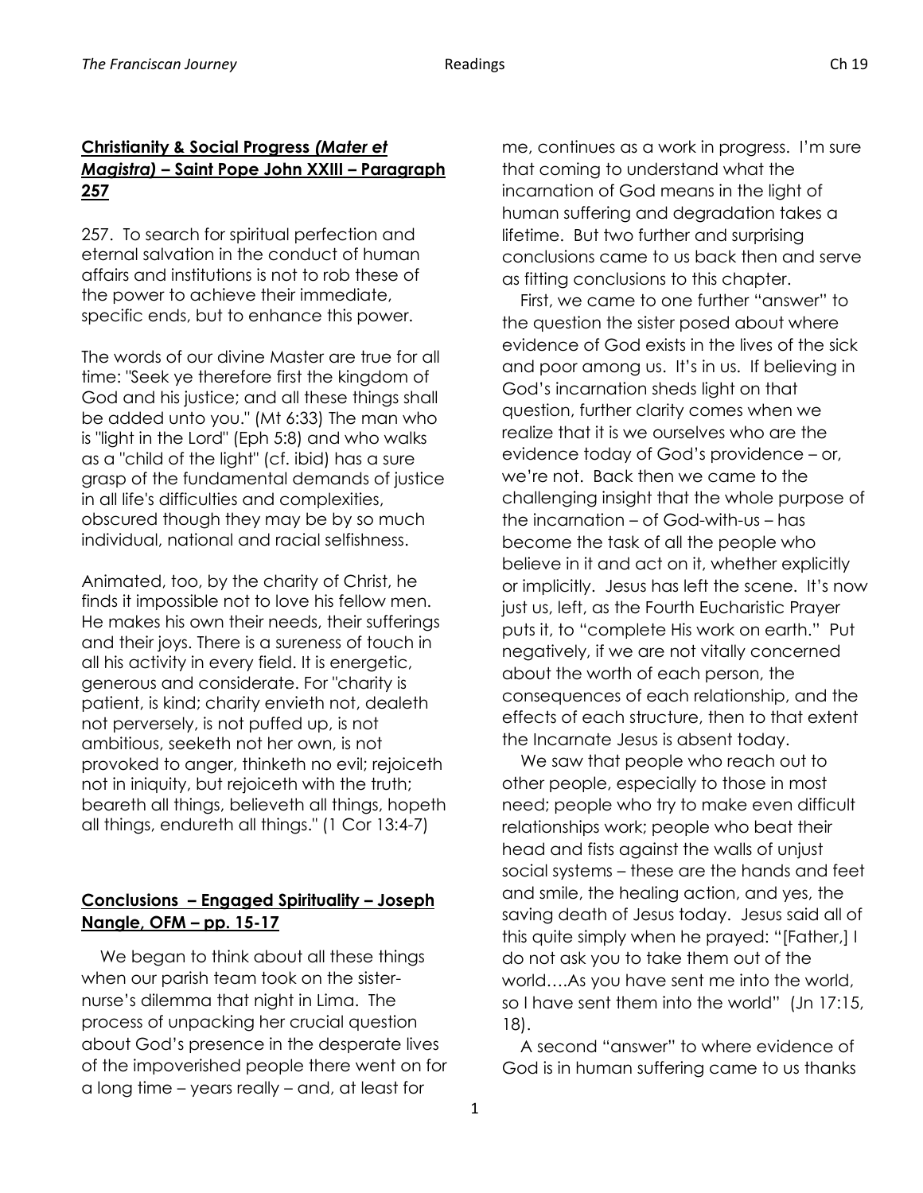## Christianity & Social Progress *(Mater et Magistra)* – Saint Pope John XXIII – Paragraph 257

257. To search for spiritual perfection and eternal salvation in the conduct of human affairs and institutions is not to rob these of the power to achieve their immediate, specific ends, but to enhance this power.

The words of our divine Master are true for all time: "Seek ye therefore first the kingdom of God and his justice; and all these things shall be added unto you." (Mt 6:33) The man who is "light in the Lord" (Eph 5:8) and who walks as a "child of the light" (cf. ibid) has a sure grasp of the fundamental demands of justice in all life's difficulties and complexities, obscured though they may be by so much individual, national and racial selfishness.

Animated, too, by the charity of Christ, he finds it impossible not to love his fellow men. He makes his own their needs, their sufferings and their joys. There is a sureness of touch in all his activity in every field. It is energetic, generous and considerate. For "charity is patient, is kind; charity envieth not, dealeth not perversely, is not puffed up, is not ambitious, seeketh not her own, is not provoked to anger, thinketh no evil; rejoiceth not in iniquity, but rejoiceth with the truth; beareth all things, believeth all things, hopeth all things, endureth all things." (1 Cor 13:4-7)

## Conclusions – Engaged Spirituality – Joseph Nangle, OFM – pp. 15-17

We began to think about all these things when our parish team took on the sister-nurse's dilemma that night in Lima. The process of unpacking her crucial question about God's presence in the desperate lives of the impoverished people there went on for a long time – years really – and, at least for me, continues as a work in progress. I'm sure that coming to understand what the incarnation of God means in the light of human suffering and degradation takes a lifetime. But two further and surprising conclusions came to us back then and serve as fitting conclusions to this chapter.

First, we came to one further "answer" to the question the sister posed about where evidence of God exists in the lives of the sick and poor among us. It's in us. If believing in God's incarnation sheds light on that question, further clarity comes when we realize that it is we ourselves who are the evidence today of God's providence – or, we're not. Back then we came to the challenging insight that the whole purpose of the incarnation – of God-with-us – has become the task of all the people who believe in it and act on it, whether explicitly or implicitly. Jesus has left the scene. It's now just us, left, as the Fourth Eucharistic Prayer puts it, to "complete His work on earth." Put negatively, if we are not vitally concerned about the worth of each person, the consequences of each relationship, and the effects of each structure, then to that extent the Incarnate Jesus is absent today.

We saw that people who reach out to other people, especially to those in most need; people who try to make even difficult relationships work; people who beat their head and fists against the walls of unjust social systems – these are the hands and feet and smile, the healing action, and yes, the saving death of Jesus today. Jesus said all of this quite simply when he prayed: "[Father,] I do not ask you to take them out of the world….As you have sent me into the world, so I have sent them into the world" (Jn 17:15, 18).

A second "answer" to where evidence of God is in human suffering came to us thanks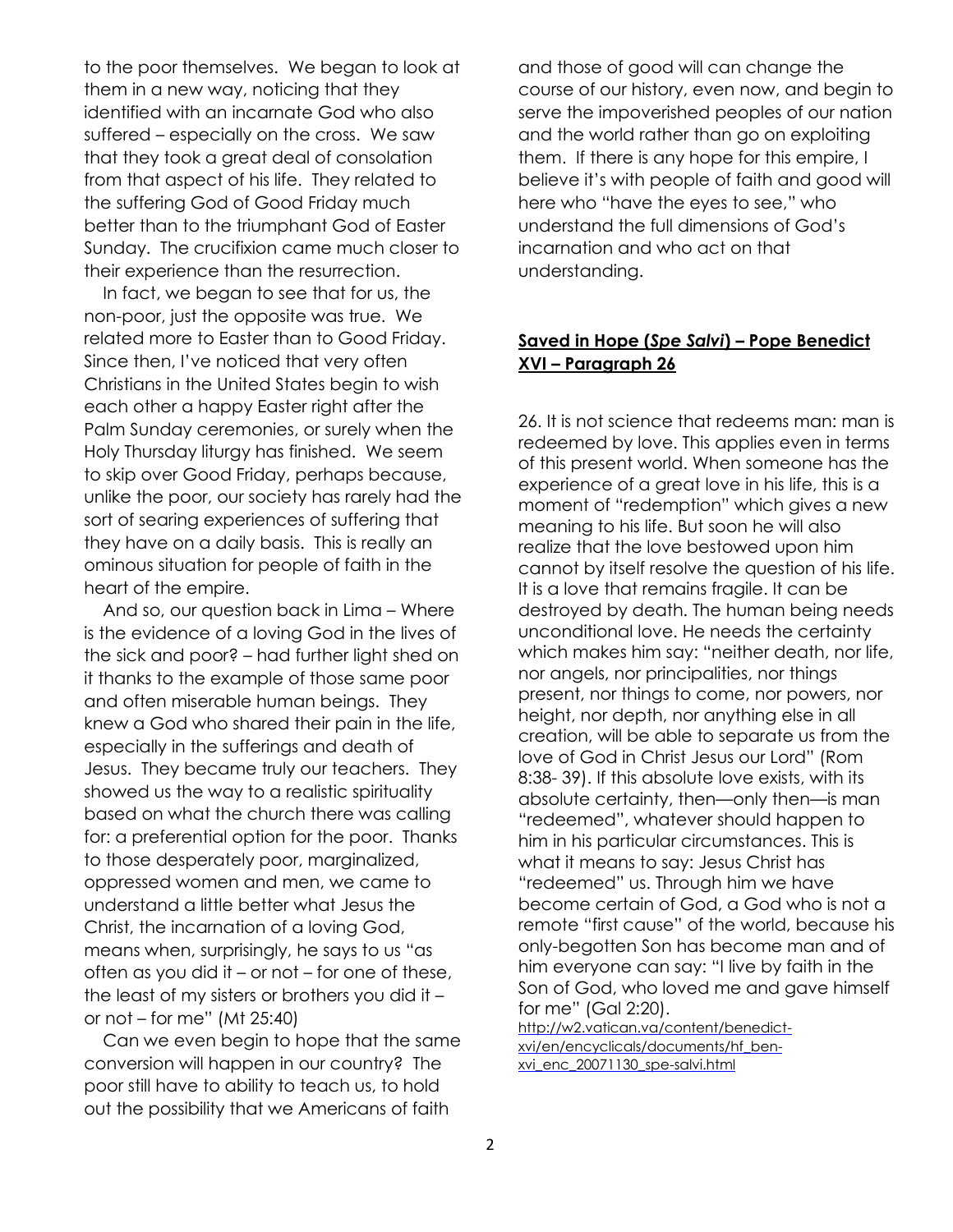to the poor themselves. We began to look at them in a new way, noticing that they identified with an incarnate God who also suffered – especially on the cross. We saw that they took a great deal of consolation from that aspect of his life. They related to the suffering God of Good Friday much better than to the triumphant God of Easter Sunday. The crucifixion came much closer to their experience than the resurrection.

In fact, we began to see that for us, the non-poor, just the opposite was true. We related more to Easter than to Good Friday. Since then, I've noticed that very often Christians in the United States begin to wish each other a happy Easter right after the Palm Sunday ceremonies, or surely when the Holy Thursday liturgy has finished. We seem to skip over Good Friday, perhaps because, unlike the poor, our society has rarely had the sort of searing experiences of suffering that they have on a daily basis. This is really an ominous situation for people of faith in the heart of the empire.

And so, our question back in Lima – Where is the evidence of a loving God in the lives of the sick and poor? – had further light shed on it thanks to the example of those same poor and often miserable human beings. They knew a God who shared their pain in the life, especially in the sufferings and death of Jesus. They became truly our teachers. They showed us the way to a realistic spirituality based on what the church there was calling for: a preferential option for the poor. Thanks to those desperately poor, marginalized, oppressed women and men, we came to understand a little better what Jesus the Christ, the incarnation of a loving God, means when, surprisingly, he says to us "as often as you did it – or not – for one of these, the least of my sisters or brothers you did it – or not – for me" (Mt 25:40)

Can we even begin to hope that the same conversion will happen in our country? The poor still have to ability to teach us, to hold out the possibility that we Americans of faith and those of good will can change the course of our history, even now, and begin to serve the impoverished peoples of our nation and the world rather than go on exploiting them. If there is any hope for this empire, I believe it's with people of faith and good will here who "have the eyes to see," who understand the full dimensions of God's incarnation and who act on that understanding.

## **Saved in Hope (*Spe Salvi*) – Pope Benedict XVI – Paragraph 26**

26. It is not science that redeems man: man is redeemed by love. This applies even in terms of this present world. When someone has the experience of a great love in his life, this is a moment of "redemption" which gives a new meaning to his life. But soon he will also realize that the love bestowed upon him cannot by itself resolve the question of his life. It is a love that remains fragile. It can be destroyed by death. The human being needs unconditional love. He needs the certainty which makes him say: "neither death, nor life, nor angels, nor principalities, nor things present, nor things to come, nor powers, nor height, nor depth, nor anything else in all creation, will be able to separate us from the love of God in Christ Jesus our Lord" (Rom 8:38- 39). If this absolute love exists, with its absolute certainty, then—only then—is man "redeemed", whatever should happen to him in his particular circumstances. This is what it means to say: Jesus Christ has "redeemed" us. Through him we have become certain of God, a God who is not a remote "first cause" of the world, because his only-begotten Son has become man and of him everyone can say: "I live by faith in the Son of God, who loved me and gave himself for me" (Gal 2:20).
http://w2.vatican.va/content/benedict-xvi/en/encyclicals/documents/hf_ben-xvi_enc_20071130_spe-salvi.html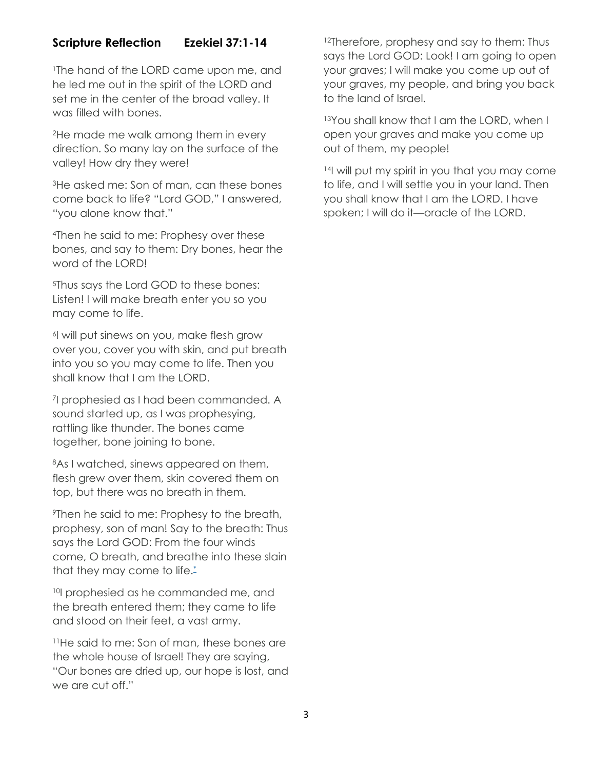**Scripture Reflection  Ezekiel 37:1-14**

[1]The hand of the LORD came upon me, and he led me out in the spirit of the LORD and set me in the center of the broad valley. It was filled with bones.

[2]He made me walk among them in every direction. So many lay on the surface of the valley! How dry they were!

[3]He asked me: Son of man, can these bones come back to life? "Lord GOD," I answered, "you alone know that."

[4]Then he said to me: Prophesy over these bones, and say to them: Dry bones, hear the word of the LORD!

[5]Thus says the Lord GOD to these bones: Listen! I will make breath enter you so you may come to life.

[6]I will put sinews on you, make flesh grow over you, cover you with skin, and put breath into you so you may come to life. Then you shall know that I am the LORD.

[7]I prophesied as I had been commanded. A sound started up, as I was prophesying, rattling like thunder. The bones came together, bone joining to bone.

[8]As I watched, sinews appeared on them, flesh grew over them, skin covered them on top, but there was no breath in them.

[9]Then he said to me: Prophesy to the breath, prophesy, son of man! Say to the breath: Thus says the Lord GOD: From the four winds come, O breath, and breathe into these slain that they may come to life.[*]

[10]I prophesied as he commanded me, and the breath entered them; they came to life and stood on their feet, a vast army.

[11]He said to me: Son of man, these bones are the whole house of Israel! They are saying, "Our bones are dried up, our hope is lost, and we are cut off."

[12]Therefore, prophesy and say to them: Thus says the Lord GOD: Look! I am going to open your graves; I will make you come up out of your graves, my people, and bring you back to the land of Israel.

[13]You shall know that I am the LORD, when I open your graves and make you come up out of them, my people!

[14]I will put my spirit in you that you may come to life, and I will settle you in your land. Then you shall know that I am the LORD. I have spoken; I will do it—oracle of the LORD.